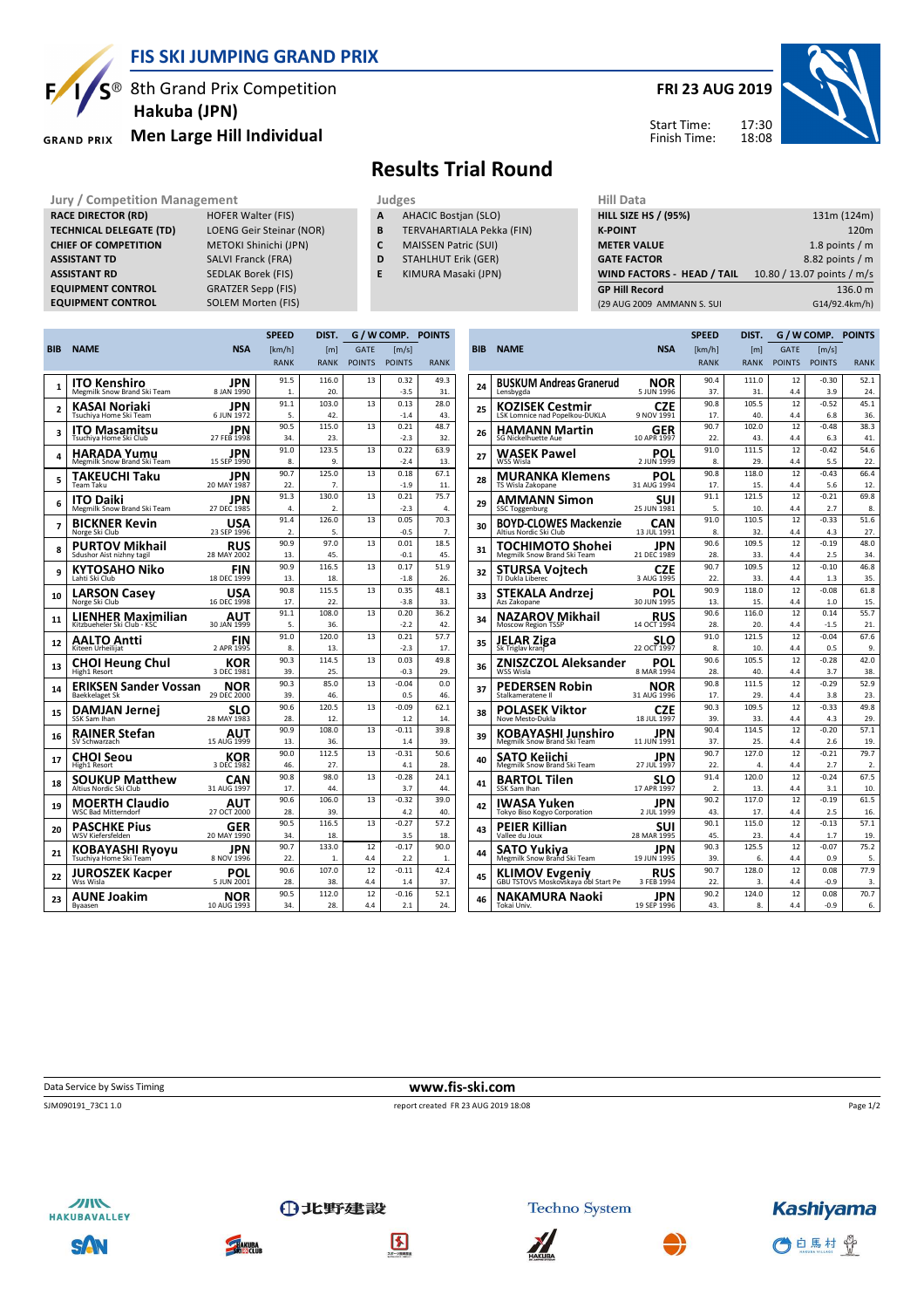# FIS SKI JUMPING GRAND PRIX

## 8th Grand Prix Competition
## Hakuba (JPN)
## Men Large Hill Individual

**FRI 23 AUG 2019**

Start Time: 17:30
Finish Time: 18:08

# Results Trial Round

| Jury / Competition Management | |
|---|---|
| RACE DIRECTOR (RD) | HOFER Walter (FIS) |
| TECHNICAL DELEGATE (TD) | LOENG Geir Steinar (NOR) |
| CHIEF OF COMPETITION | METOKI Shinichi (JPN) |
| ASSISTANT TD | SALVI Franck (FRA) |
| ASSISTANT RD | SEDLAK Borek (FIS) |
| EQUIPMENT CONTROL | GRATZER Sepp (FIS) |
| EQUIPMENT CONTROL | SOLEM Morten (FIS) |

| Judges | |
|---|---|
| A | AHACIC Bostjan (SLO) |
| B | TERVAHARTIALA Pekka (FIN) |
| C | MAISSEN Patric (SUI) |
| D | STAHLHUT Erik (GER) |
| E | KIMURA Masaki (JPN) |

| Hill Data | |
|---|---|
| HILL SIZE HS / (95%) | 131m (124m) |
| K-POINT | 120m |
| METER VALUE | 1.8 points / m |
| GATE FACTOR | 8.82 points / m |
| WIND FACTORS - HEAD / TAIL | 10.80 / 13.07 points / m/s |
| GP Hill Record | 136.0 m |
| (29 AUG 2009 AMMANN S. SUI | G14/92.4km/h) |

| BIB | NAME | NSA | SPEED [km/h] | SPEED RANK | DIST. [m] | DIST. RANK | GATE | GATE POINTS | WIND [m/s] | WIND POINTS | POINTS | RANK |
|---|---|---|---|---|---|---|---|---|---|---|---|---|
| 1 | ITO Kenshiro / Megmilk Snow Brand Ski Team | JPN / 8 JAN 1990 | 91.5 | 1. | 116.0 | 20. | 13 | | 0.32 | -3.5 | 49.3 | 31. |
| 2 | KASAI Noriaki / Tsuchiya Home Ski Team | JPN / 6 JUN 1972 | 91.1 | 5. | 103.0 | 42. | 13 | | 0.13 | -1.4 | 28.0 | 43. |
| 3 | ITO Masamitsu / Tsuchiya Home Ski Club | JPN / 27 FEB 1998 | 90.5 | 34. | 115.0 | 23. | 13 | | 0.21 | -2.3 | 48.7 | 32. |
| 4 | HARADA Yumu / Megmilk Snow Brand Ski Team | JPN / 15 SEP 1990 | 91.0 | 8. | 123.5 | 9. | 13 | | 0.22 | -2.4 | 63.9 | 13. |
| 5 | TAKEUCHI Taku / Team Taku | JPN / 20 MAY 1987 | 90.7 | 22. | 125.0 | 7. | 13 | | 0.18 | -1.9 | 67.1 | 11. |
| 6 | ITO Daiki / Megmilk Snow Brand Ski Team | JPN / 27 DEC 1985 | 91.3 | 4. | 130.0 | 2. | 13 | | 0.21 | -2.3 | 75.7 | 4. |
| 7 | BICKNER Kevin / Norge Ski Club | USA / 23 SEP 1996 | 91.4 | 2. | 126.0 | 5. | 13 | | 0.05 | -0.5 | 70.3 | 7. |
| 8 | PURTOV Mikhail / Sdushor Aist nizhny tagil | RUS / 28 MAY 2002 | 90.9 | 13. | 97.0 | 45. | 13 | | 0.01 | -0.1 | 18.5 | 45. |
| 9 | KYTOSAHO Niko / Lahti Ski Club | FIN / 18 DEC 1999 | 90.9 | 13. | 116.5 | 18. | 13 | | 0.17 | -1.8 | 51.9 | 26. |
| 10 | LARSON Casey / Norge Ski Club | USA / 16 DEC 1998 | 90.8 | 17. | 115.5 | 22. | 13 | | 0.35 | -3.8 | 48.1 | 33. |
| 11 | LIENHER Maximilian / Kitzbueheler Ski Club - KSC | AUT / 30 JAN 1999 | 91.1 | 5. | 108.0 | 36. | 13 | | 0.20 | -2.2 | 36.2 | 42. |
| 12 | AALTO Antti / Kiteen Urheilijat | FIN / 2 APR 1995 | 91.0 | 8. | 120.0 | 13. | 13 | | 0.21 | -2.3 | 57.7 | 17. |
| 13 | CHOI Heung Chul / High1 Resort | KOR / 3 DEC 1981 | 90.3 | 39. | 114.5 | 25. | 13 | | 0.03 | -0.3 | 49.8 | 29. |
| 14 | ERIKSEN Sander Vossan / Baekkelaget Sk | NOR / 29 DEC 2000 | 90.3 | 39. | 85.0 | 46. | 13 | | -0.04 | 0.5 | 0.0 | 46. |
| 15 | DAMJAN Jernej / SSK Sam Ihan | SLO / 28 MAY 1983 | 90.6 | 28. | 120.5 | 12. | 13 | | -0.09 | 1.2 | 62.1 | 14. |
| 16 | RAINER Stefan / SV Schwarzach | AUT / 15 AUG 1999 | 90.9 | 13. | 108.0 | 36. | 13 | | -0.11 | 1.4 | 39.8 | 39. |
| 17 | CHOI Seou / High1 Resort | KOR / 3 DEC 1982 | 90.0 | 46. | 112.5 | 27. | 13 | | -0.31 | 4.1 | 50.6 | 28. |
| 18 | SOUKUP Matthew / Altius Nordic Ski Club | CAN / 31 AUG 1997 | 90.8 | 17. | 98.0 | 44. | 13 | | -0.28 | 3.7 | 24.1 | 44. |
| 19 | MOERTH Claudio / WSC Bad Mitterndorf | AUT / 27 OCT 2000 | 90.6 | 28. | 106.0 | 39. | 13 | | -0.32 | 4.2 | 39.0 | 40. |
| 20 | PASCHKE Pius / WSV Kiefersfelden | GER / 20 MAY 1990 | 90.5 | 34. | 116.5 | 18. | 13 | | -0.27 | 3.5 | 57.2 | 18. |
| 21 | KOBAYASHI Ryoyu / Tsuchiya Home Ski Team | JPN / 8 NOV 1996 | 90.7 | 22. | 133.0 | 1. | 12 | 4.4 | -0.17 | 2.2 | 90.0 | 1. |
| 22 | JUROSZEK Kacper / Wss Wisla | POL / 5 JUN 2001 | 90.6 | 28. | 107.0 | 38. | 12 | 4.4 | -0.11 | 1.4 | 42.4 | 37. |
| 23 | AUNE Joakim / Byaasen | NOR / 10 AUG 1993 | 90.5 | 34. | 112.0 | 28. | 12 | 4.4 | -0.16 | 2.1 | 52.1 | 24. |
| 24 | BUSKUM Andreas Granerud / Lensbygda | NOR / 5 JUN 1996 | 90.4 | 37. | 111.0 | 31. | 12 | 4.4 | -0.30 | 3.9 | 52.1 | 24. |
| 25 | KOZISEK Cestmir / LSK Lomnice nad Popelkou-DUKLA | CZE / 9 NOV 1991 | 90.8 | 17. | 105.5 | 40. | 12 | 4.4 | -0.52 | 6.8 | 45.1 | 36. |
| 26 | HAMANN Martin / SG Nickelhuette Aue | GER / 10 APR 1997 | 90.7 | 22. | 102.0 | 43. | 12 | 4.4 | -0.48 | 6.3 | 38.3 | 41. |
| 27 | WASEK Pawel / WSS Wisla | POL / 2 JUN 1999 | 91.0 | 8. | 111.5 | 29. | 12 | 4.4 | -0.42 | 5.5 | 54.6 | 22. |
| 28 | MURANKA Klemens / TS Wisla Zakopane | POL / 31 AUG 1994 | 90.8 | 17. | 118.0 | 15. | 12 | 4.4 | -0.43 | 5.6 | 66.4 | 12. |
| 29 | AMMANN Simon / SSC Toggenburg | SUI / 25 JUN 1981 | 91.1 | 5. | 121.5 | 10. | 12 | 4.4 | -0.21 | 2.7 | 69.8 | 8. |
| 30 | BOYD-CLOWES Mackenzie / Altius Nordic Ski Club | CAN / 13 JUL 1991 | 91.0 | 8. | 110.5 | 32. | 12 | 4.4 | -0.33 | 4.3 | 51.6 | 27. |
| 31 | TOCHIMOTO Shohei / Megmilk Snow Brand Ski Team | JPN / 21 DEC 1989 | 90.6 | 28. | 109.5 | 33. | 12 | 4.4 | -0.19 | 2.5 | 48.0 | 34. |
| 32 | STURSA Vojtech / TJ Dukla Liberec | CZE / 3 AUG 1995 | 90.7 | 22. | 109.5 | 33. | 12 | 4.4 | -0.10 | 1.3 | 46.8 | 35. |
| 33 | STEKALA Andrzej / Azs Zakopane | POL / 30 JUN 1995 | 90.9 | 13. | 118.0 | 15. | 12 | 4.4 | -0.08 | 1.0 | 61.8 | 15. |
| 34 | NAZAROV Mikhail / Moscow Region TSSP | RUS / 14 OCT 1994 | 90.6 | 28. | 116.0 | 20. | 12 | 4.4 | 0.14 | -1.5 | 55.7 | 21. |
| 35 | JELAR Ziga / Sk Triglav kranj | SLO / 22 OCT 1997 | 91.0 | 8. | 121.5 | 10. | 12 | 4.4 | -0.04 | 0.5 | 67.6 | 9. |
| 36 | ZNISZCZOL Aleksander / WSS Wisla | POL / 8 MAR 1994 | 90.6 | 28. | 105.5 | 40. | 12 | 4.4 | -0.28 | 3.7 | 42.0 | 38. |
| 37 | PEDERSEN Robin / Stalkameratene Il | NOR / 31 AUG 1996 | 90.8 | 17. | 111.5 | 29. | 12 | 4.4 | -0.29 | 3.8 | 52.9 | 23. |
| 38 | POLASEK Viktor / Nove Mesto-Dukla | CZE / 18 JUL 1997 | 90.3 | 39. | 109.5 | 33. | 12 | 4.4 | -0.33 | 4.3 | 49.8 | 29. |
| 39 | KOBAYASHI Junshiro / Megmilk Snow Brand Ski Team | JPN / 11 JUN 1991 | 90.4 | 37. | 114.5 | 25. | 12 | 4.4 | -0.20 | 2.6 | 57.1 | 19. |
| 40 | SATO Keiichi / Megmilk Snow Brand Ski Team | JPN / 27 JUL 1997 | 90.7 | 22. | 127.0 | 4. | 12 | 4.4 | -0.21 | 2.7 | 79.7 | 2. |
| 41 | BARTOL Tilen / SSK Sam Ihan | SLO / 17 APR 1997 | 91.4 | 2. | 120.0 | 13. | 12 | 4.4 | -0.24 | 3.1 | 67.5 | 10. |
| 42 | IWASA Yuken / Tokyo Biso Kogyo Corporation | JPN / 2 JUL 1999 | 90.2 | 43. | 117.0 | 17. | 12 | 4.4 | -0.19 | 2.5 | 61.5 | 16. |
| 43 | PEIER Killian / Vallee du Joux | SUI / 28 MAR 1995 | 90.1 | 45. | 115.0 | 23. | 12 | 4.4 | -0.13 | 1.7 | 57.1 | 19. |
| 44 | SATO Yukiya / Megmilk Snow Brand Ski Team | JPN / 19 JUN 1995 | 90.3 | 39. | 125.5 | 6. | 12 | 4.4 | -0.07 | 0.9 | 75.2 | 5. |
| 45 | KLIMOV Evgeniy / GBU TSTOVS Moskovskaya obl Start Pe | RUS / 3 FEB 1994 | 90.7 | 22. | 128.0 | 3. | 12 | 4.4 | 0.08 | -0.9 | 77.9 | 3. |
| 46 | NAKAMURA Naoki / Tokai Univ. | JPN / 19 SEP 1996 | 90.2 | 43. | 124.0 | 8. | 12 | 4.4 | 0.08 | -0.9 | 70.7 | 6. |

Data Service by Swiss Timing

www.fis-ski.com

SJM090191_73C1 1.0 report created FR 23 AUG 2019 18:08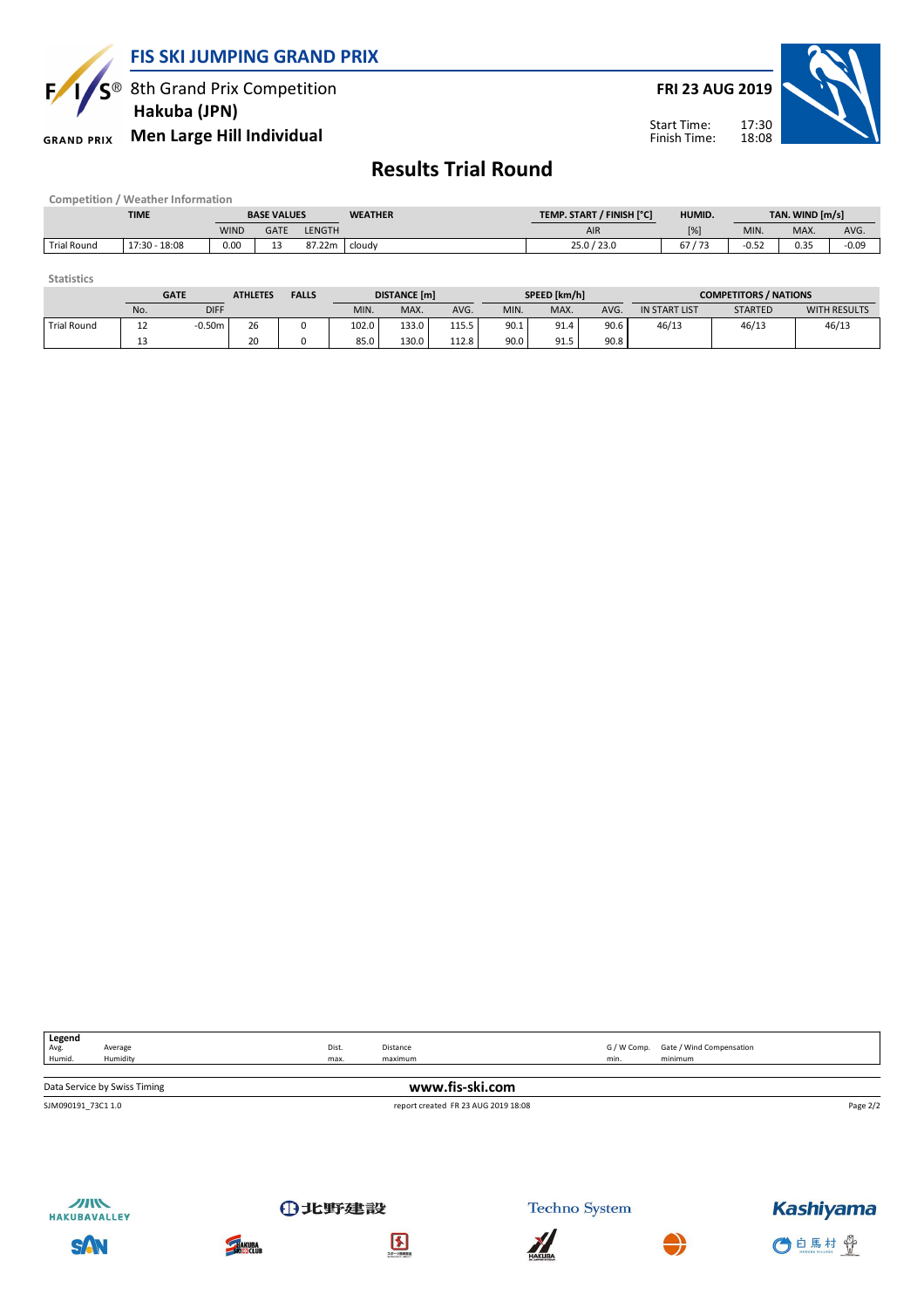# FIS SKI JUMPING GRAND PRIX

8th Grand Prix Competition
**Hakuba (JPN)**
**Men Large Hill Individual**

**FRI 23 AUG 2019**

Start Time: 17:30
Finish Time: 18:08

## Results Trial Round

**Competition / Weather Information**

| | TIME | BASE VALUES | | | WEATHER | TEMP. START / FINISH [°C] | HUMID. | TAN. WIND [m/s] | | |
|---|---|---|---|---|---|---|---|---|---|---|
| | | WIND | GATE | LENGTH | | AIR | [%] | MIN. | MAX. | AVG. |
| Trial Round | 17:30 - 18:08 | 0.00 | 13 | 87.22m | cloudy | 25.0 / 23.0 | 67 / 73 | -0.52 | 0.35 | -0.09 |

**Statistics**

| | GATE | | ATHLETES | FALLS | DISTANCE [m] | | | SPEED [km/h] | | | COMPETITORS / NATIONS | | |
|---|---|---|---|---|---|---|---|---|---|---|---|---|---|
| | No. | DIFF | | | MIN. | MAX. | AVG. | MIN. | MAX. | AVG. | IN START LIST | STARTED | WITH RESULTS |
| Trial Round | 12 | -0.50m | 26 | 0 | 102.0 | 133.0 | 115.5 | 90.1 | 91.4 | 90.6 | 46/13 | 46/13 | 46/13 |
| | 13 | | 20 | 0 | 85.0 | 130.0 | 112.8 | 90.0 | 91.5 | 90.8 | | | |

**Legend**

| | | | | | |
|---|---|---|---|---|---|
| Avg. | Average | Dist. | Distance | G / W Comp. | Gate / Wind Compensation |
| Humid. | Humidity | max. | maximum | min. | minimum |

Data Service by Swiss Timing

www.fis-ski.com

SJM090191_73C1 1.0

report created FR 23 AUG 2019 18:08